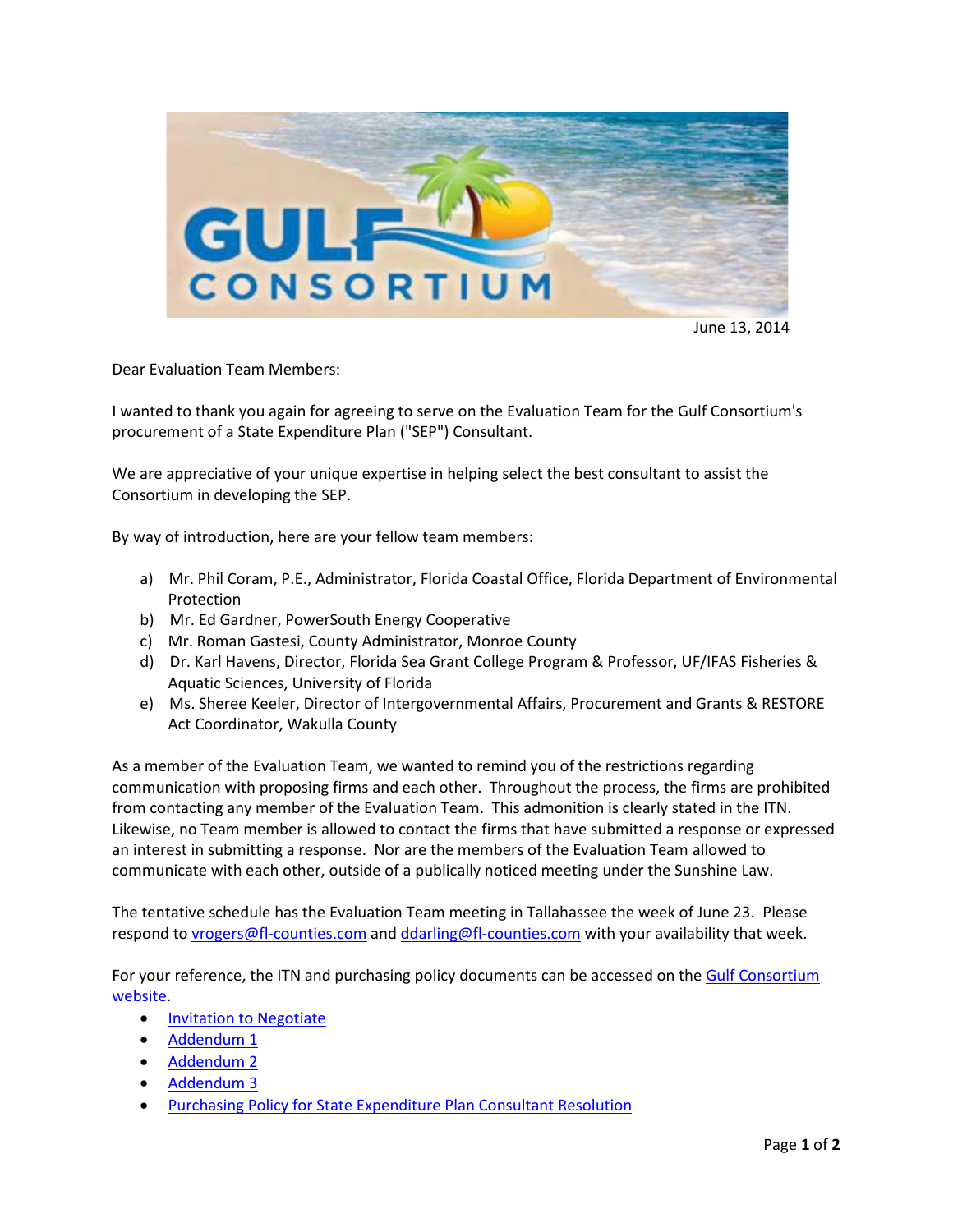June 13, 2014

Dear Evaluation Team Members:

I wanted to thank you again for agreeing to serve on the Evaluation Team for the Gulf Consortium's procurement of a State Expenditure Plan ("SEP") Consultant.

We are appreciative of your unique expertise in helping select the best consultant to assist the Consortium in developing the SEP.

By way of introduction, here are your fellow team members:

a) Mr. Phil Coram, P.E., Administrator, Florida Coastal Office, Florida Department of Environmental Protection
b) Mr. Ed Gardner, PowerSouth Energy Cooperative
c) Mr. Roman Gastesi, County Administrator, Monroe County
d) Dr. Karl Havens, Director, Florida Sea Grant College Program & Professor, UF/IFAS Fisheries & Aquatic Sciences, University of Florida
e) Ms. Sheree Keeler, Director of Intergovernmental Affairs, Procurement and Grants & RESTORE Act Coordinator, Wakulla County

As a member of the Evaluation Team, we wanted to remind you of the restrictions regarding communication with proposing firms and each other. Throughout the process, the firms are prohibited from contacting any member of the Evaluation Team. This admonition is clearly stated in the ITN. Likewise, no Team member is allowed to contact the firms that have submitted a response or expressed an interest in submitting a response. Nor are the members of the Evaluation Team allowed to communicate with each other, outside of a publically noticed meeting under the Sunshine Law.

The tentative schedule has the Evaluation Team meeting in Tallahassee the week of June 23. Please respond to vrogers@fl-counties.com and ddarling@fl-counties.com with your availability that week.

For your reference, the ITN and purchasing policy documents can be accessed on the Gulf Consortium website.

- Invitation to Negotiate
- Addendum 1
- Addendum 2
- Addendum 3
- Purchasing Policy for State Expenditure Plan Consultant Resolution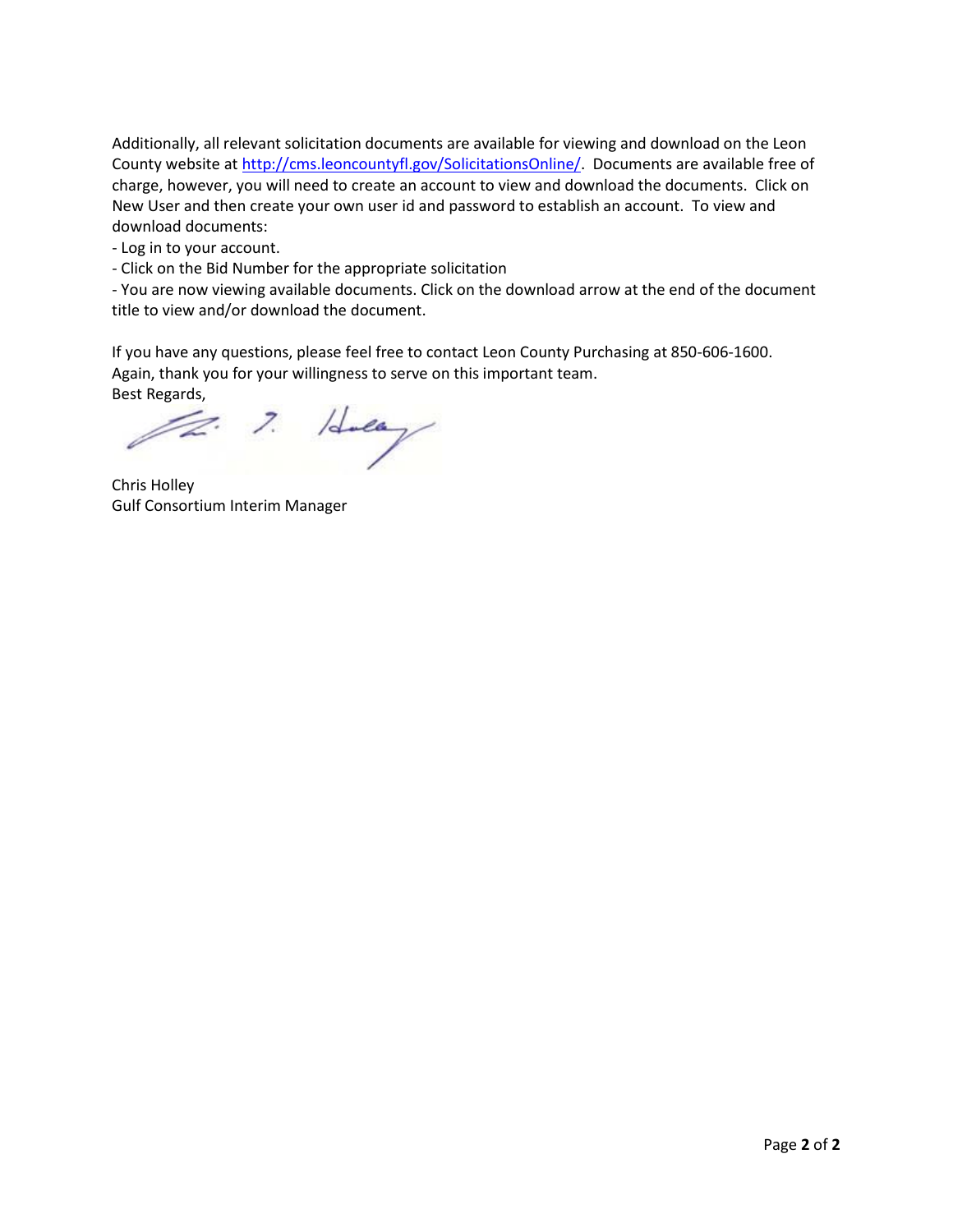Additionally, all relevant solicitation documents are available for viewing and download on the Leon County website at [http://cms.leoncountyfl.gov/SolicitationsOnline/](http://cms.leoncountyfl.gov/SolicitationsOnline/). Documents are available free of charge, however, you will need to create an account to view and download the documents. Click on New User and then create your own user id and password to establish an account. To view and download documents:

- Log in to your account.
- Click on the Bid Number for the appropriate solicitation
- You are now viewing available documents. Click on the download arrow at the end of the document title to view and/or download the document.

If you have any questions, please feel free to contact Leon County Purchasing at 850-606-1600.
Again, thank you for your willingness to serve on this important team.
Best Regards,

Chris Holley
Gulf Consortium Interim Manager